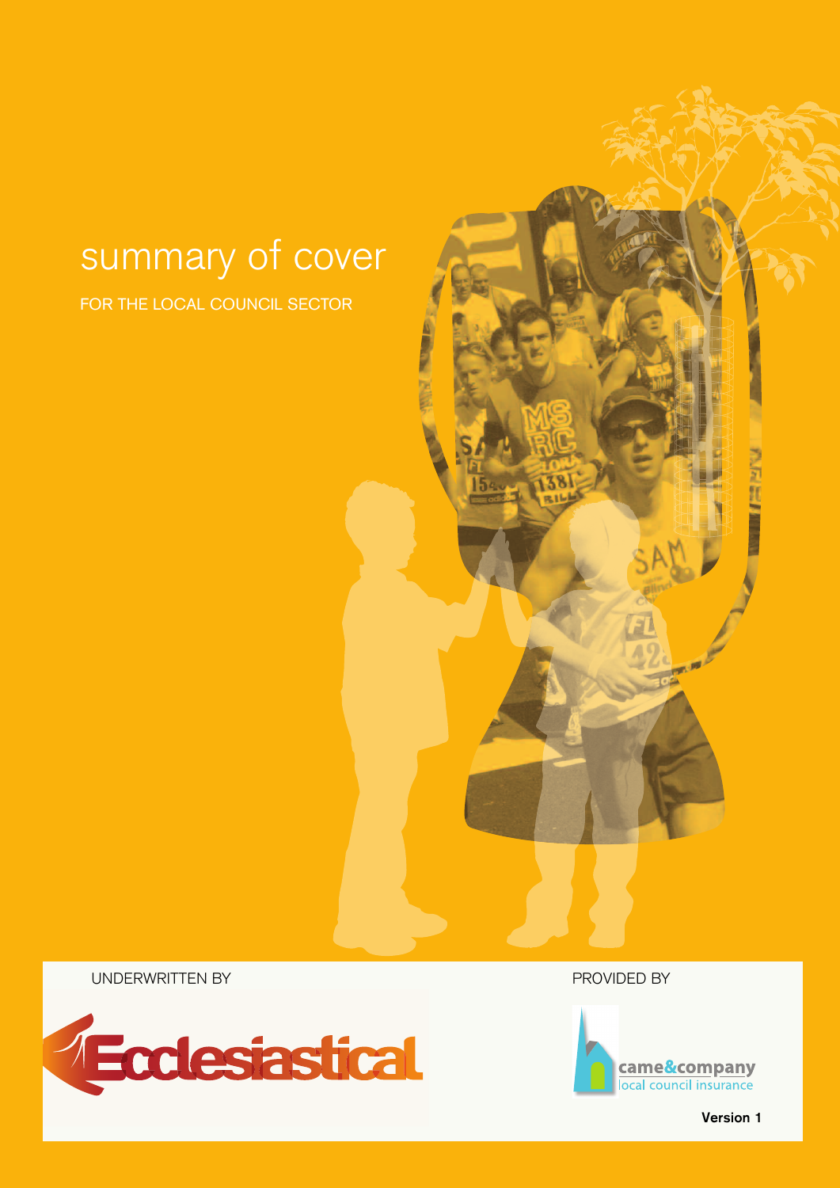# summary of cover

FOR THE LOCAL COUNCIL SECTOR

UNDERWRITTEN BY

Ecclesiastical

PROVIDED BY

came&company
local council insurance

Version 1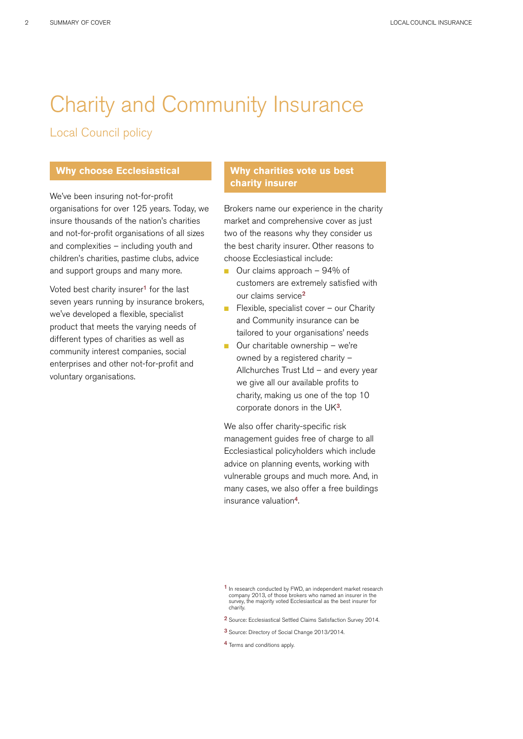# Charity and Community Insurance

## Local Council policy

### Why choose Ecclesiastical

We've been insuring not-for-profit organisations for over 125 years. Today, we insure thousands of the nation's charities and not-for-profit organisations of all sizes and complexities – including youth and children's charities, pastime clubs, advice and support groups and many more.

Voted best charity insurer[1] for the last seven years running by insurance brokers, we've developed a flexible, specialist product that meets the varying needs of different types of charities as well as community interest companies, social enterprises and other not-for-profit and voluntary organisations.

### Why charities vote us best charity insurer

Brokers name our experience in the charity market and comprehensive cover as just two of the reasons why they consider us the best charity insurer. Other reasons to choose Ecclesiastical include:

- Our claims approach – 94% of customers are extremely satisfied with our claims service[2]
- Flexible, specialist cover – our Charity and Community insurance can be tailored to your organisations' needs
- Our charitable ownership – we're owned by a registered charity – Allchurches Trust Ltd – and every year we give all our available profits to charity, making us one of the top 10 corporate donors in the UK[3].

We also offer charity-specific risk management guides free of charge to all Ecclesiastical policyholders which include advice on planning events, working with vulnerable groups and much more. And, in many cases, we also offer a free buildings insurance valuation[4].

[1] In research conducted by FWD, an independent market research company 2013, of those brokers who named an insurer in the survey, the majority voted Ecclesiastical as the best insurer for charity.

[2] Source: Ecclesiastical Settled Claims Satisfaction Survey 2014.

[3] Source: Directory of Social Change 2013/2014.

[4] Terms and conditions apply.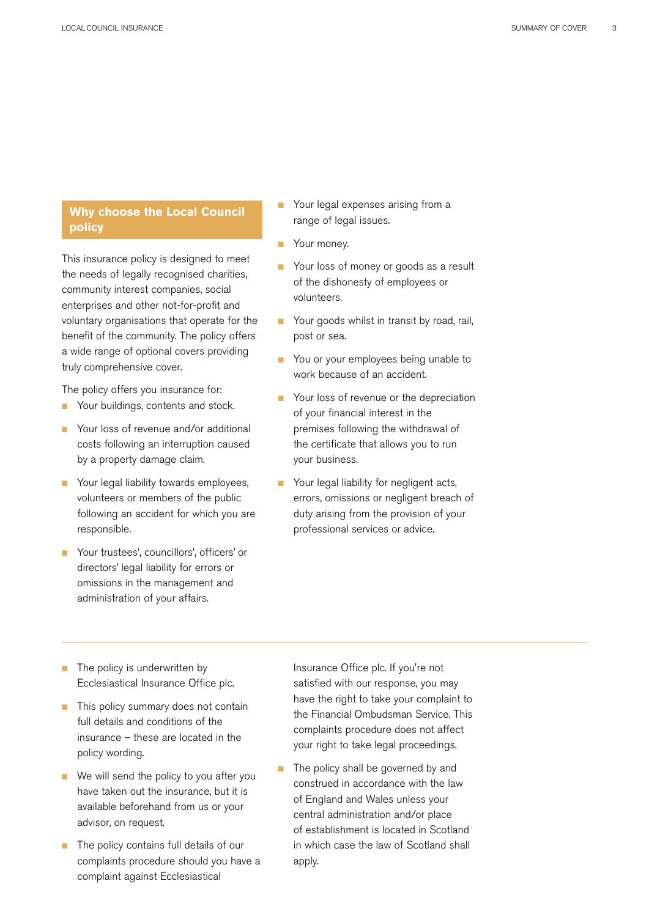## Why choose the Local Council policy

This insurance policy is designed to meet the needs of legally recognised charities, community interest companies, social enterprises and other not-for-profit and voluntary organisations that operate for the benefit of the community. The policy offers a wide range of optional covers providing truly comprehensive cover.

The policy offers you insurance for:

- Your buildings, contents and stock.
- Your loss of revenue and/or additional costs following an interruption caused by a property damage claim.
- Your legal liability towards employees, volunteers or members of the public following an accident for which you are responsible.
- Your trustees', councillors', officers' or directors' legal liability for errors or omissions in the management and administration of your affairs.
- Your legal expenses arising from a range of legal issues.
- Your money.
- Your loss of money or goods as a result of the dishonesty of employees or volunteers.
- Your goods whilst in transit by road, rail, post or sea.
- You or your employees being unable to work because of an accident.
- Your loss of revenue or the depreciation of your financial interest in the premises following the withdrawal of the certificate that allows you to run your business.
- Your legal liability for negligent acts, errors, omissions or negligent breach of duty arising from the provision of your professional services or advice.

---

- The policy is underwritten by Ecclesiastical Insurance Office plc.
- This policy summary does not contain full details and conditions of the insurance – these are located in the policy wording.
- We will send the policy to you after you have taken out the insurance, but it is available beforehand from us or your advisor, on request.
- The policy contains full details of our complaints procedure should you have a complaint against Ecclesiastical Insurance Office plc. If you're not satisfied with our response, you may have the right to take your complaint to the Financial Ombudsman Service. This complaints procedure does not affect your right to take legal proceedings.
- The policy shall be governed by and construed in accordance with the law of England and Wales unless your central administration and/or place of establishment is located in Scotland in which case the law of Scotland shall apply.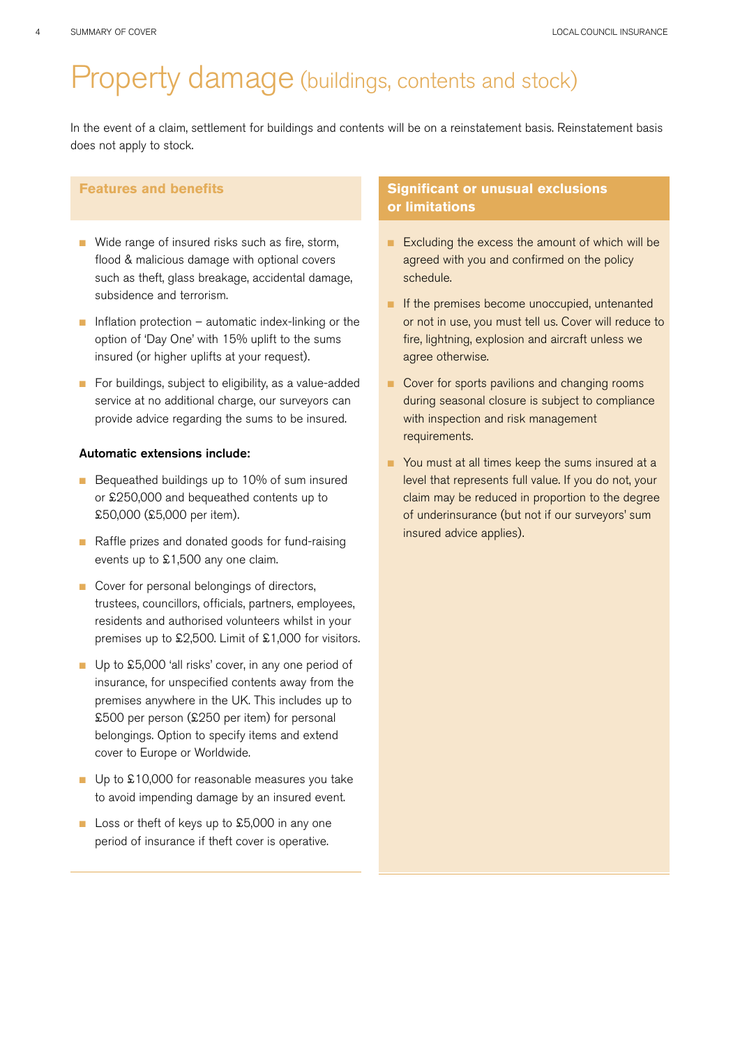# Property damage (buildings, contents and stock)

In the event of a claim, settlement for buildings and contents will be on a reinstatement basis. Reinstatement basis does not apply to stock.

## Features and benefits

- Wide range of insured risks such as fire, storm, flood & malicious damage with optional covers such as theft, glass breakage, accidental damage, subsidence and terrorism.
- Inflation protection – automatic index-linking or the option of 'Day One' with 15% uplift to the sums insured (or higher uplifts at your request).
- For buildings, subject to eligibility, as a value-added service at no additional charge, our surveyors can provide advice regarding the sums to be insured.

**Automatic extensions include:**

- Bequeathed buildings up to 10% of sum insured or £250,000 and bequeathed contents up to £50,000 (£5,000 per item).
- Raffle prizes and donated goods for fund-raising events up to £1,500 any one claim.
- Cover for personal belongings of directors, trustees, councillors, officials, partners, employees, residents and authorised volunteers whilst in your premises up to £2,500. Limit of £1,000 for visitors.
- Up to £5,000 'all risks' cover, in any one period of insurance, for unspecified contents away from the premises anywhere in the UK. This includes up to £500 per person (£250 per item) for personal belongings. Option to specify items and extend cover to Europe or Worldwide.
- Up to £10,000 for reasonable measures you take to avoid impending damage by an insured event.
- Loss or theft of keys up to £5,000 in any one period of insurance if theft cover is operative.

## Significant or unusual exclusions or limitations

- Excluding the excess the amount of which will be agreed with you and confirmed on the policy schedule.
- If the premises become unoccupied, untenanted or not in use, you must tell us. Cover will reduce to fire, lightning, explosion and aircraft unless we agree otherwise.
- Cover for sports pavilions and changing rooms during seasonal closure is subject to compliance with inspection and risk management requirements.
- You must at all times keep the sums insured at a level that represents full value. If you do not, your claim may be reduced in proportion to the degree of underinsurance (but not if our surveyors' sum insured advice applies).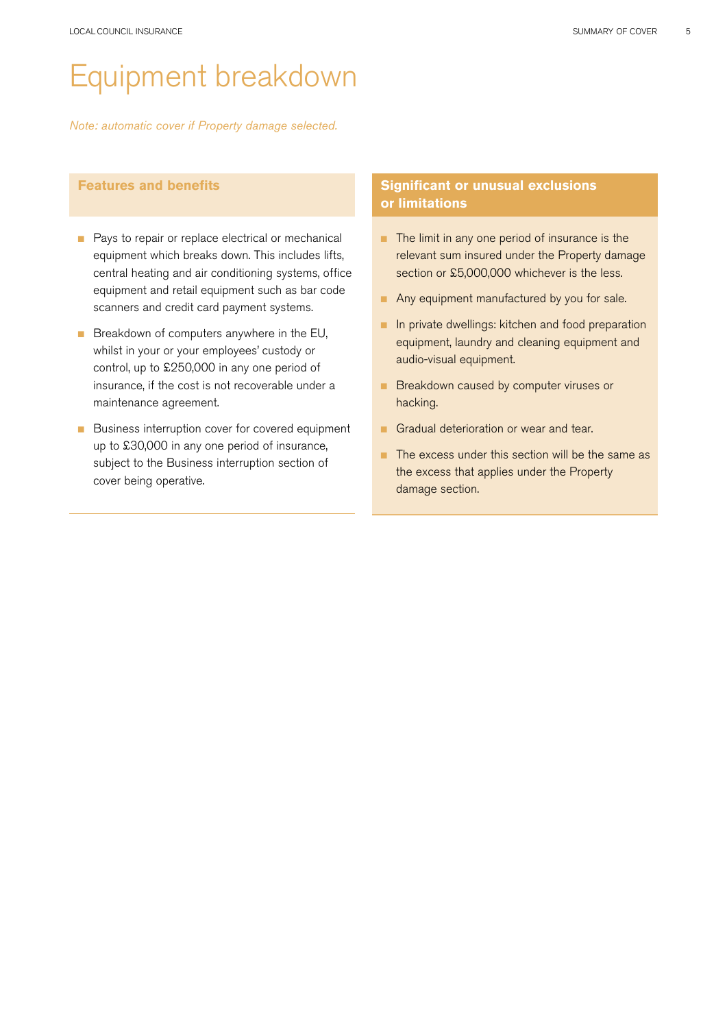# Equipment breakdown

*Note: automatic cover if Property damage selected.*

## Features and benefits

- Pays to repair or replace electrical or mechanical equipment which breaks down. This includes lifts, central heating and air conditioning systems, office equipment and retail equipment such as bar code scanners and credit card payment systems.
- Breakdown of computers anywhere in the EU, whilst in your or your employees' custody or control, up to £250,000 in any one period of insurance, if the cost is not recoverable under a maintenance agreement.
- Business interruption cover for covered equipment up to £30,000 in any one period of insurance, subject to the Business interruption section of cover being operative.

## Significant or unusual exclusions or limitations

- The limit in any one period of insurance is the relevant sum insured under the Property damage section or £5,000,000 whichever is the less.
- Any equipment manufactured by you for sale.
- In private dwellings: kitchen and food preparation equipment, laundry and cleaning equipment and audio-visual equipment.
- Breakdown caused by computer viruses or hacking.
- Gradual deterioration or wear and tear.
- The excess under this section will be the same as the excess that applies under the Property damage section.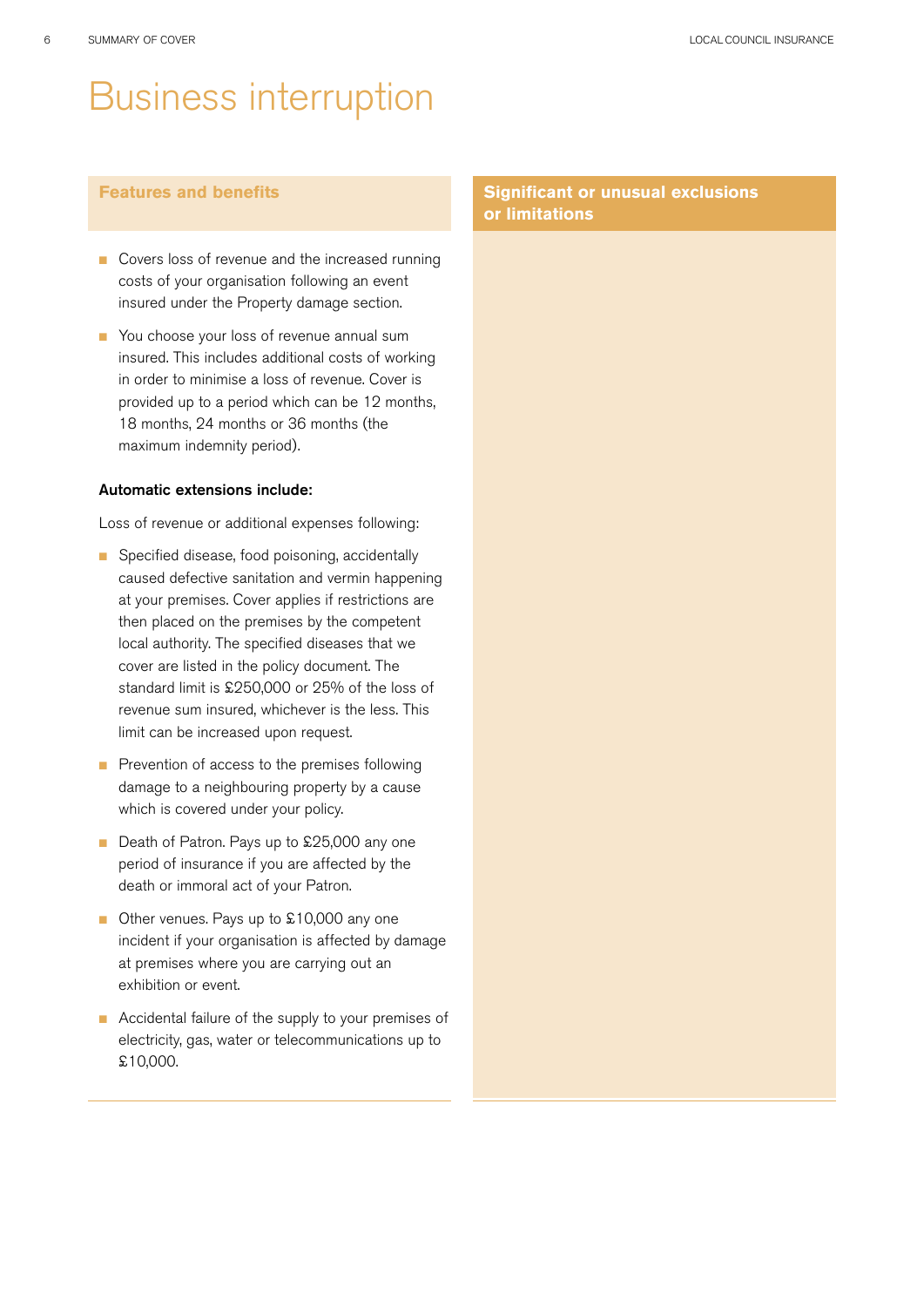# Business interruption

## Features and benefits

- Covers loss of revenue and the increased running costs of your organisation following an event insured under the Property damage section.
- You choose your loss of revenue annual sum insured. This includes additional costs of working in order to minimise a loss of revenue. Cover is provided up to a period which can be 12 months, 18 months, 24 months or 36 months (the maximum indemnity period).

**Automatic extensions include:**

Loss of revenue or additional expenses following:

- Specified disease, food poisoning, accidentally caused defective sanitation and vermin happening at your premises. Cover applies if restrictions are then placed on the premises by the competent local authority. The specified diseases that we cover are listed in the policy document. The standard limit is £250,000 or 25% of the loss of revenue sum insured, whichever is the less. This limit can be increased upon request.
- Prevention of access to the premises following damage to a neighbouring property by a cause which is covered under your policy.
- Death of Patron. Pays up to £25,000 any one period of insurance if you are affected by the death or immoral act of your Patron.
- Other venues. Pays up to £10,000 any one incident if your organisation is affected by damage at premises where you are carrying out an exhibition or event.
- Accidental failure of the supply to your premises of electricity, gas, water or telecommunications up to £10,000.

## Significant or unusual exclusions or limitations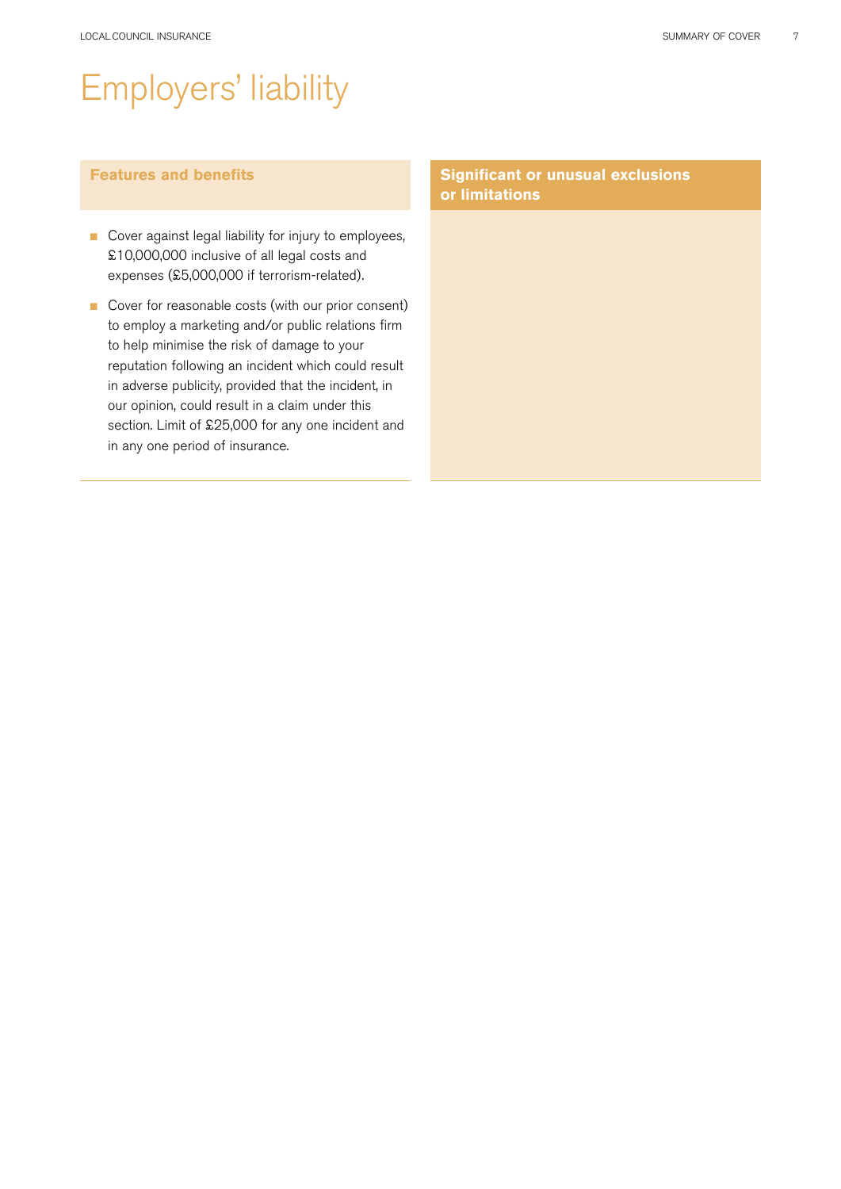# Employers' liability

## Features and benefits

- Cover against legal liability for injury to employees, £10,000,000 inclusive of all legal costs and expenses (£5,000,000 if terrorism-related).
- Cover for reasonable costs (with our prior consent) to employ a marketing and/or public relations firm to help minimise the risk of damage to your reputation following an incident which could result in adverse publicity, provided that the incident, in our opinion, could result in a claim under this section. Limit of £25,000 for any one incident and in any one period of insurance.

## Significant or unusual exclusions or limitations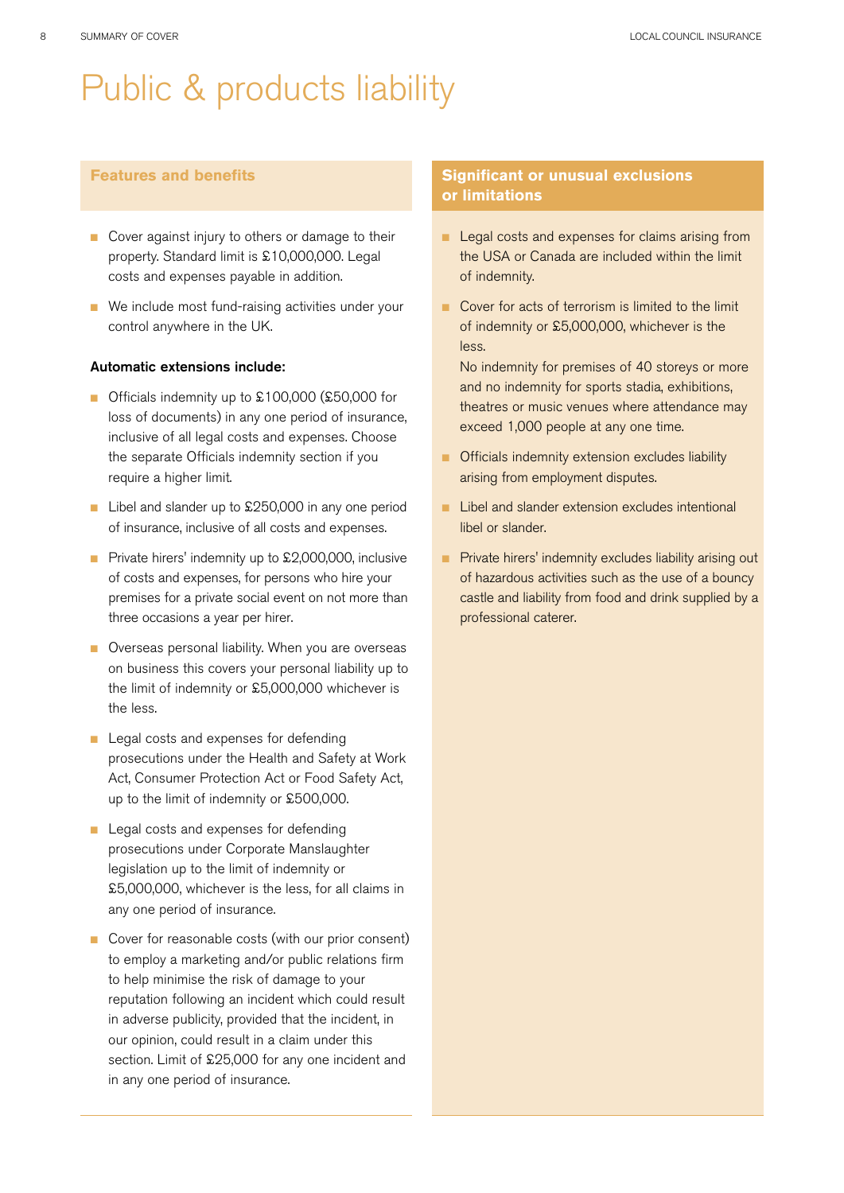# Public & products liability

## Features and benefits

- Cover against injury to others or damage to their property. Standard limit is £10,000,000. Legal costs and expenses payable in addition.
- We include most fund-raising activities under your control anywhere in the UK.

**Automatic extensions include:**

- Officials indemnity up to £100,000 (£50,000 for loss of documents) in any one period of insurance, inclusive of all legal costs and expenses. Choose the separate Officials indemnity section if you require a higher limit.
- Libel and slander up to £250,000 in any one period of insurance, inclusive of all costs and expenses.
- Private hirers' indemnity up to £2,000,000, inclusive of costs and expenses, for persons who hire your premises for a private social event on not more than three occasions a year per hirer.
- Overseas personal liability. When you are overseas on business this covers your personal liability up to the limit of indemnity or £5,000,000 whichever is the less.
- Legal costs and expenses for defending prosecutions under the Health and Safety at Work Act, Consumer Protection Act or Food Safety Act, up to the limit of indemnity or £500,000.
- Legal costs and expenses for defending prosecutions under Corporate Manslaughter legislation up to the limit of indemnity or £5,000,000, whichever is the less, for all claims in any one period of insurance.
- Cover for reasonable costs (with our prior consent) to employ a marketing and/or public relations firm to help minimise the risk of damage to your reputation following an incident which could result in adverse publicity, provided that the incident, in our opinion, could result in a claim under this section. Limit of £25,000 for any one incident and in any one period of insurance.

## Significant or unusual exclusions or limitations

- Legal costs and expenses for claims arising from the USA or Canada are included within the limit of indemnity.
- Cover for acts of terrorism is limited to the limit of indemnity or £5,000,000, whichever is the less.
  No indemnity for premises of 40 storeys or more and no indemnity for sports stadia, exhibitions, theatres or music venues where attendance may exceed 1,000 people at any one time.
- Officials indemnity extension excludes liability arising from employment disputes.
- Libel and slander extension excludes intentional libel or slander.
- Private hirers' indemnity excludes liability arising out of hazardous activities such as the use of a bouncy castle and liability from food and drink supplied by a professional caterer.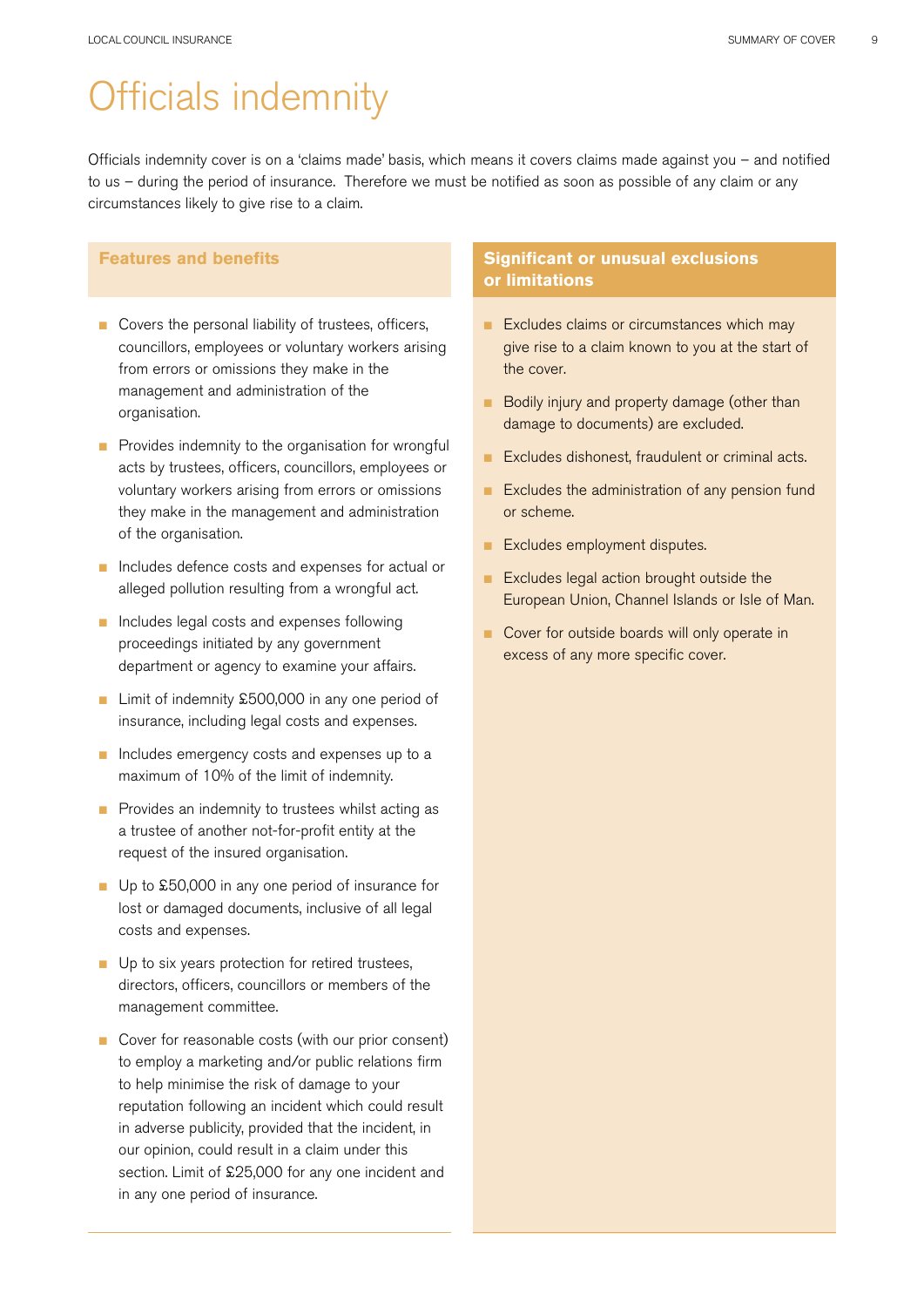# Officials indemnity

Officials indemnity cover is on a 'claims made' basis, which means it covers claims made against you – and notified to us – during the period of insurance. Therefore we must be notified as soon as possible of any claim or any circumstances likely to give rise to a claim.

## Features and benefits

- Covers the personal liability of trustees, officers, councillors, employees or voluntary workers arising from errors or omissions they make in the management and administration of the organisation.
- Provides indemnity to the organisation for wrongful acts by trustees, officers, councillors, employees or voluntary workers arising from errors or omissions they make in the management and administration of the organisation.
- Includes defence costs and expenses for actual or alleged pollution resulting from a wrongful act.
- Includes legal costs and expenses following proceedings initiated by any government department or agency to examine your affairs.
- Limit of indemnity £500,000 in any one period of insurance, including legal costs and expenses.
- Includes emergency costs and expenses up to a maximum of 10% of the limit of indemnity.
- Provides an indemnity to trustees whilst acting as a trustee of another not-for-profit entity at the request of the insured organisation.
- Up to £50,000 in any one period of insurance for lost or damaged documents, inclusive of all legal costs and expenses.
- Up to six years protection for retired trustees, directors, officers, councillors or members of the management committee.
- Cover for reasonable costs (with our prior consent) to employ a marketing and/or public relations firm to help minimise the risk of damage to your reputation following an incident which could result in adverse publicity, provided that the incident, in our opinion, could result in a claim under this section. Limit of £25,000 for any one incident and in any one period of insurance.

## Significant or unusual exclusions or limitations

- Excludes claims or circumstances which may give rise to a claim known to you at the start of the cover.
- Bodily injury and property damage (other than damage to documents) are excluded.
- Excludes dishonest, fraudulent or criminal acts.
- Excludes the administration of any pension fund or scheme.
- Excludes employment disputes.
- Excludes legal action brought outside the European Union, Channel Islands or Isle of Man.
- Cover for outside boards will only operate in excess of any more specific cover.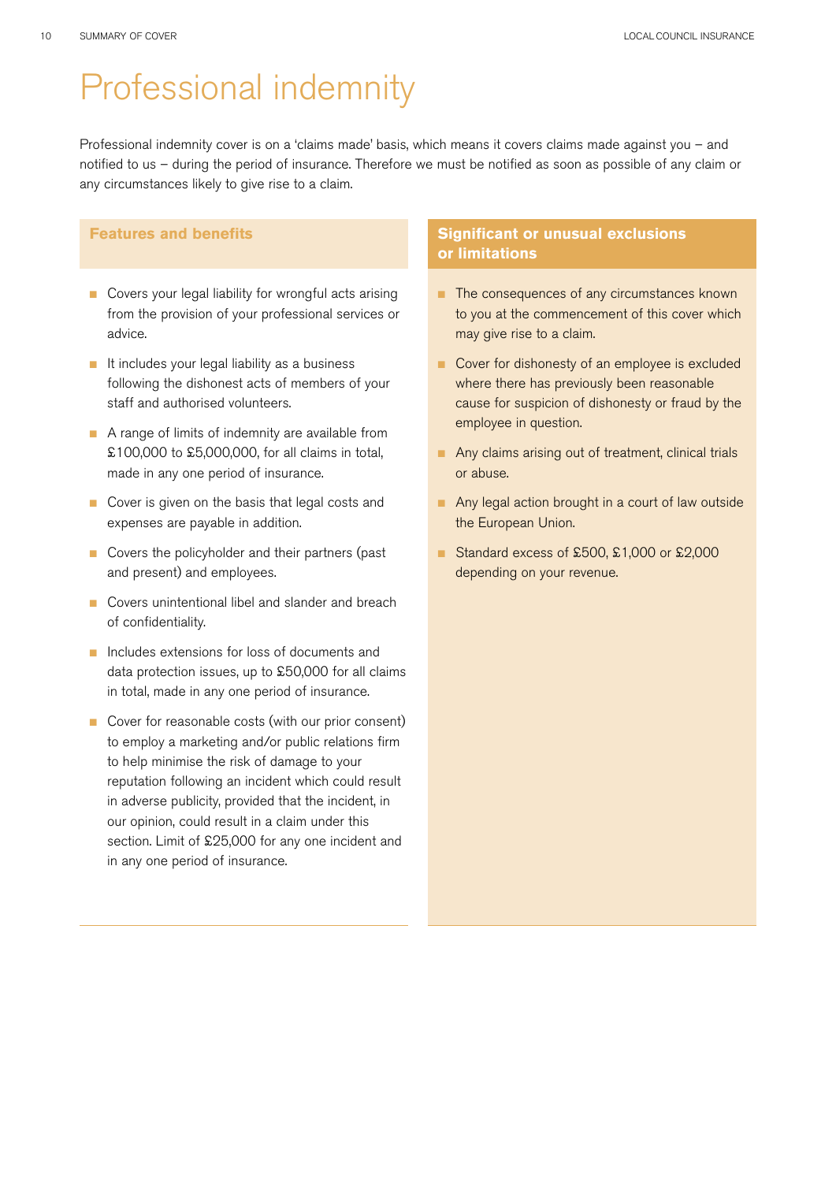# Professional indemnity

Professional indemnity cover is on a 'claims made' basis, which means it covers claims made against you – and notified to us – during the period of insurance. Therefore we must be notified as soon as possible of any claim or any circumstances likely to give rise to a claim.

## Features and benefits

- Covers your legal liability for wrongful acts arising from the provision of your professional services or advice.
- It includes your legal liability as a business following the dishonest acts of members of your staff and authorised volunteers.
- A range of limits of indemnity are available from £100,000 to £5,000,000, for all claims in total, made in any one period of insurance.
- Cover is given on the basis that legal costs and expenses are payable in addition.
- Covers the policyholder and their partners (past and present) and employees.
- Covers unintentional libel and slander and breach of confidentiality.
- Includes extensions for loss of documents and data protection issues, up to £50,000 for all claims in total, made in any one period of insurance.
- Cover for reasonable costs (with our prior consent) to employ a marketing and/or public relations firm to help minimise the risk of damage to your reputation following an incident which could result in adverse publicity, provided that the incident, in our opinion, could result in a claim under this section. Limit of £25,000 for any one incident and in any one period of insurance.

## Significant or unusual exclusions or limitations

- The consequences of any circumstances known to you at the commencement of this cover which may give rise to a claim.
- Cover for dishonesty of an employee is excluded where there has previously been reasonable cause for suspicion of dishonesty or fraud by the employee in question.
- Any claims arising out of treatment, clinical trials or abuse.
- Any legal action brought in a court of law outside the European Union.
- Standard excess of £500, £1,000 or £2,000 depending on your revenue.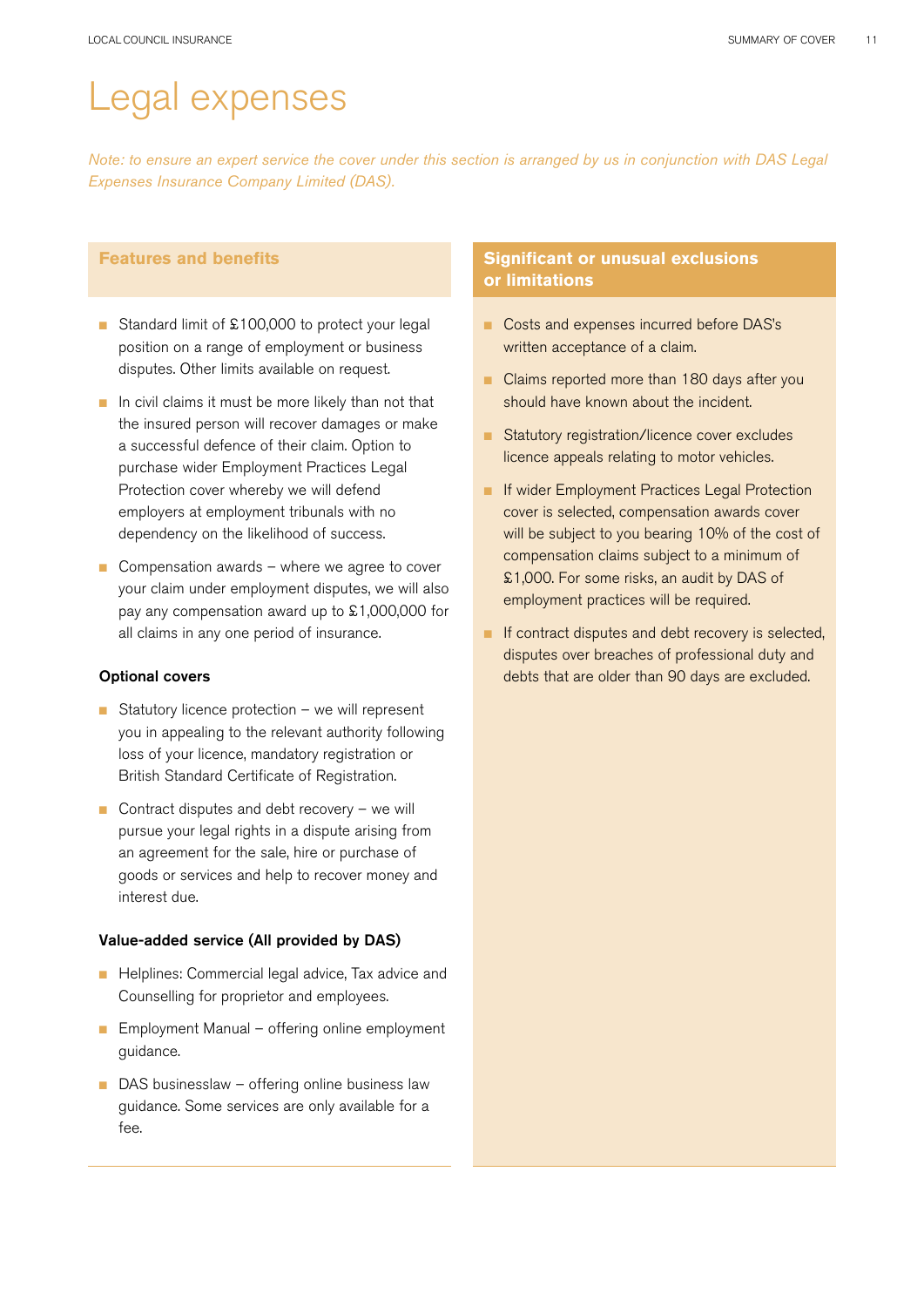# Legal expenses

*Note: to ensure an expert service the cover under this section is arranged by us in conjunction with DAS Legal Expenses Insurance Company Limited (DAS).*

## Features and benefits

- Standard limit of £100,000 to protect your legal position on a range of employment or business disputes. Other limits available on request.
- In civil claims it must be more likely than not that the insured person will recover damages or make a successful defence of their claim. Option to purchase wider Employment Practices Legal Protection cover whereby we will defend employers at employment tribunals with no dependency on the likelihood of success.
- Compensation awards – where we agree to cover your claim under employment disputes, we will also pay any compensation award up to £1,000,000 for all claims in any one period of insurance.

### Optional covers

- Statutory licence protection – we will represent you in appealing to the relevant authority following loss of your licence, mandatory registration or British Standard Certificate of Registration.
- Contract disputes and debt recovery – we will pursue your legal rights in a dispute arising from an agreement for the sale, hire or purchase of goods or services and help to recover money and interest due.

### Value-added service (All provided by DAS)

- Helplines: Commercial legal advice, Tax advice and Counselling for proprietor and employees.
- Employment Manual – offering online employment guidance.
- DAS businesslaw – offering online business law guidance. Some services are only available for a fee.

## Significant or unusual exclusions or limitations

- Costs and expenses incurred before DAS's written acceptance of a claim.
- Claims reported more than 180 days after you should have known about the incident.
- Statutory registration/licence cover excludes licence appeals relating to motor vehicles.
- If wider Employment Practices Legal Protection cover is selected, compensation awards cover will be subject to you bearing 10% of the cost of compensation claims subject to a minimum of £1,000. For some risks, an audit by DAS of employment practices will be required.
- If contract disputes and debt recovery is selected, disputes over breaches of professional duty and debts that are older than 90 days are excluded.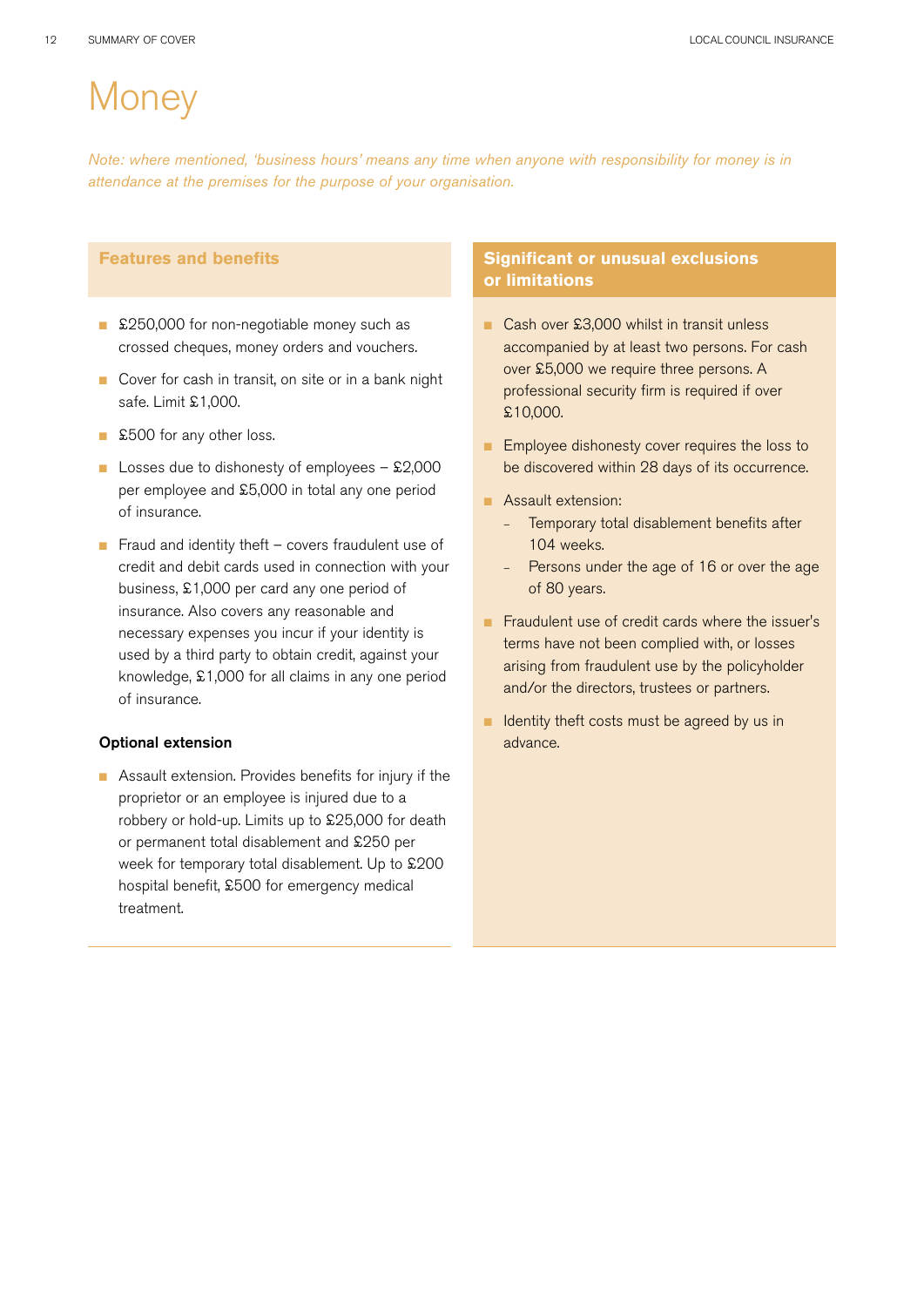# Money

*Note: where mentioned, 'business hours' means any time when anyone with responsibility for money is in attendance at the premises for the purpose of your organisation.*

## Features and benefits

- £250,000 for non-negotiable money such as crossed cheques, money orders and vouchers.
- Cover for cash in transit, on site or in a bank night safe. Limit £1,000.
- £500 for any other loss.
- Losses due to dishonesty of employees – £2,000 per employee and £5,000 in total any one period of insurance.
- Fraud and identity theft – covers fraudulent use of credit and debit cards used in connection with your business, £1,000 per card any one period of insurance. Also covers any reasonable and necessary expenses you incur if your identity is used by a third party to obtain credit, against your knowledge, £1,000 for all claims in any one period of insurance.

**Optional extension**

- Assault extension. Provides benefits for injury if the proprietor or an employee is injured due to a robbery or hold-up. Limits up to £25,000 for death or permanent total disablement and £250 per week for temporary total disablement. Up to £200 hospital benefit, £500 for emergency medical treatment.

## Significant or unusual exclusions or limitations

- Cash over £3,000 whilst in transit unless accompanied by at least two persons. For cash over £5,000 we require three persons. A professional security firm is required if over £10,000.
- Employee dishonesty cover requires the loss to be discovered within 28 days of its occurrence.
- Assault extension:
  - Temporary total disablement benefits after 104 weeks.
  - Persons under the age of 16 or over the age of 80 years.
- Fraudulent use of credit cards where the issuer's terms have not been complied with, or losses arising from fraudulent use by the policyholder and/or the directors, trustees or partners.
- Identity theft costs must be agreed by us in advance.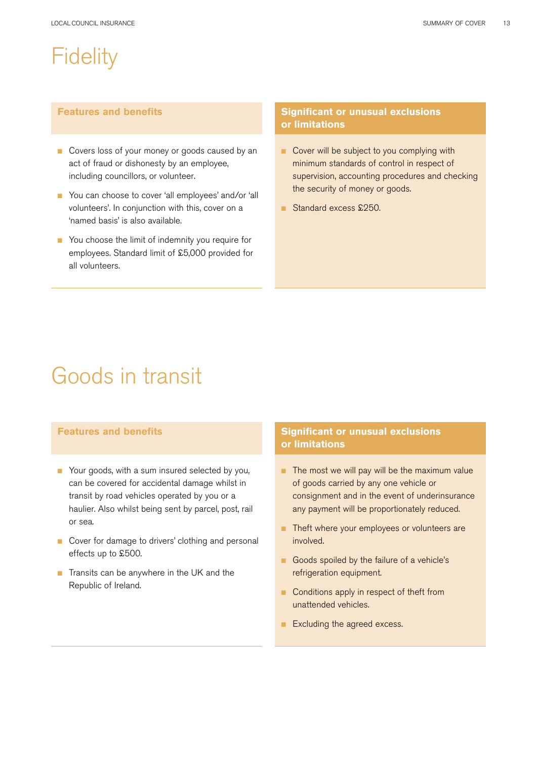# Fidelity

### Features and benefits

- Covers loss of your money or goods caused by an act of fraud or dishonesty by an employee, including councillors, or volunteer.
- You can choose to cover 'all employees' and/or 'all volunteers'. In conjunction with this, cover on a 'named basis' is also available.
- You choose the limit of indemnity you require for employees. Standard limit of £5,000 provided for all volunteers.

### Significant or unusual exclusions or limitations

- Cover will be subject to you complying with minimum standards of control in respect of supervision, accounting procedures and checking the security of money or goods.
- Standard excess £250.

# Goods in transit

### Features and benefits

- Your goods, with a sum insured selected by you, can be covered for accidental damage whilst in transit by road vehicles operated by you or a haulier. Also whilst being sent by parcel, post, rail or sea.
- Cover for damage to drivers' clothing and personal effects up to £500.
- Transits can be anywhere in the UK and the Republic of Ireland.

### Significant or unusual exclusions or limitations

- The most we will pay will be the maximum value of goods carried by any one vehicle or consignment and in the event of underinsurance any payment will be proportionately reduced.
- Theft where your employees or volunteers are involved.
- Goods spoiled by the failure of a vehicle's refrigeration equipment.
- Conditions apply in respect of theft from unattended vehicles.
- Excluding the agreed excess.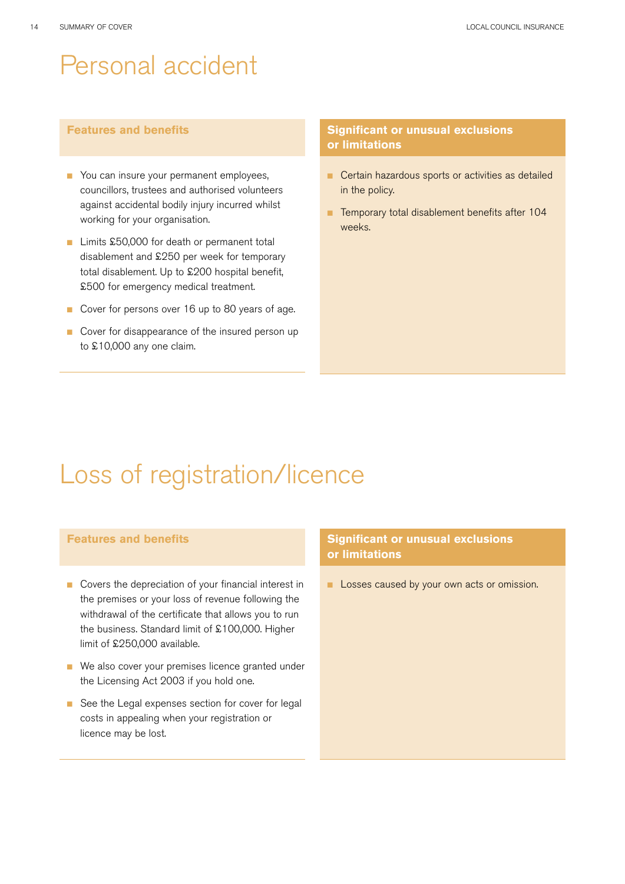# Personal accident

## Features and benefits

- You can insure your permanent employees, councillors, trustees and authorised volunteers against accidental bodily injury incurred whilst working for your organisation.
- Limits £50,000 for death or permanent total disablement and £250 per week for temporary total disablement. Up to £200 hospital benefit, £500 for emergency medical treatment.
- Cover for persons over 16 up to 80 years of age.
- Cover for disappearance of the insured person up to £10,000 any one claim.

## Significant or unusual exclusions or limitations

- Certain hazardous sports or activities as detailed in the policy.
- Temporary total disablement benefits after 104 weeks.

# Loss of registration/licence

## Features and benefits

- Covers the depreciation of your financial interest in the premises or your loss of revenue following the withdrawal of the certificate that allows you to run the business. Standard limit of £100,000. Higher limit of £250,000 available.
- We also cover your premises licence granted under the Licensing Act 2003 if you hold one.
- See the Legal expenses section for cover for legal costs in appealing when your registration or licence may be lost.

## Significant or unusual exclusions or limitations

- Losses caused by your own acts or omission.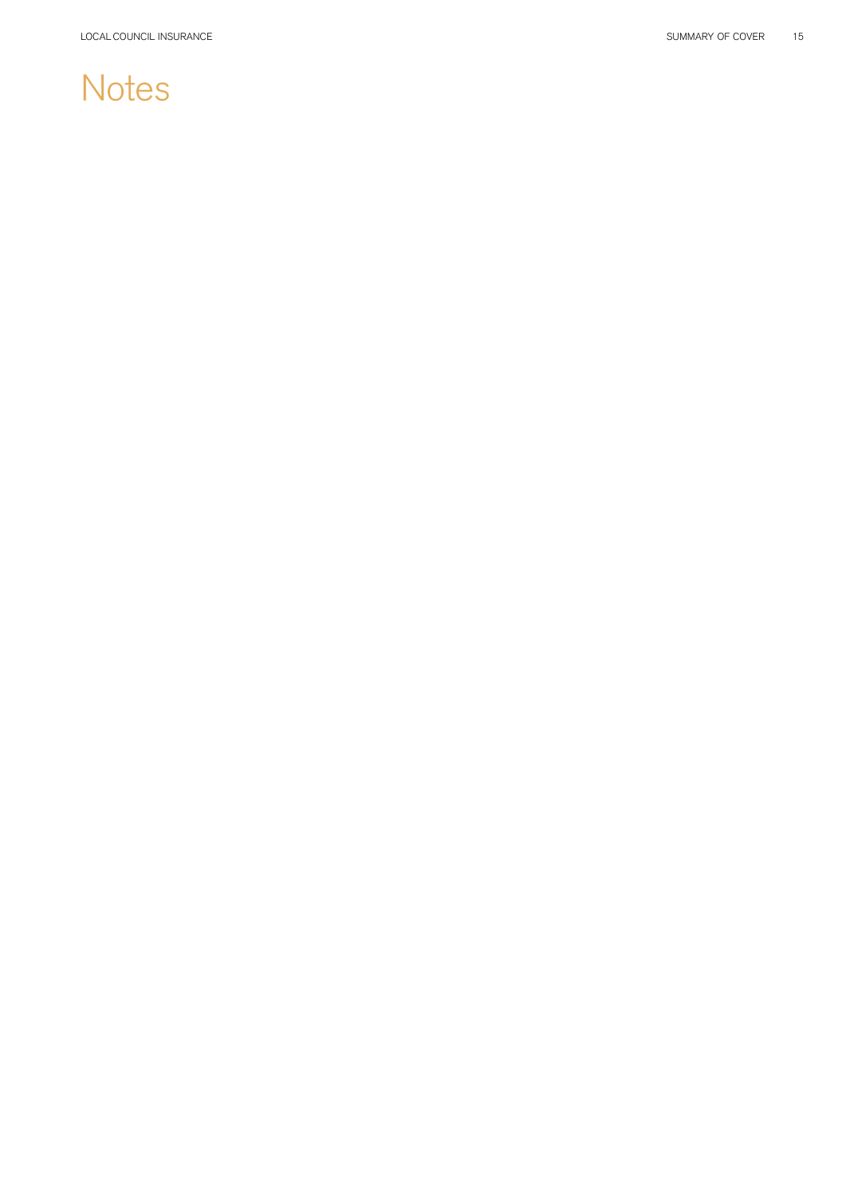# Notes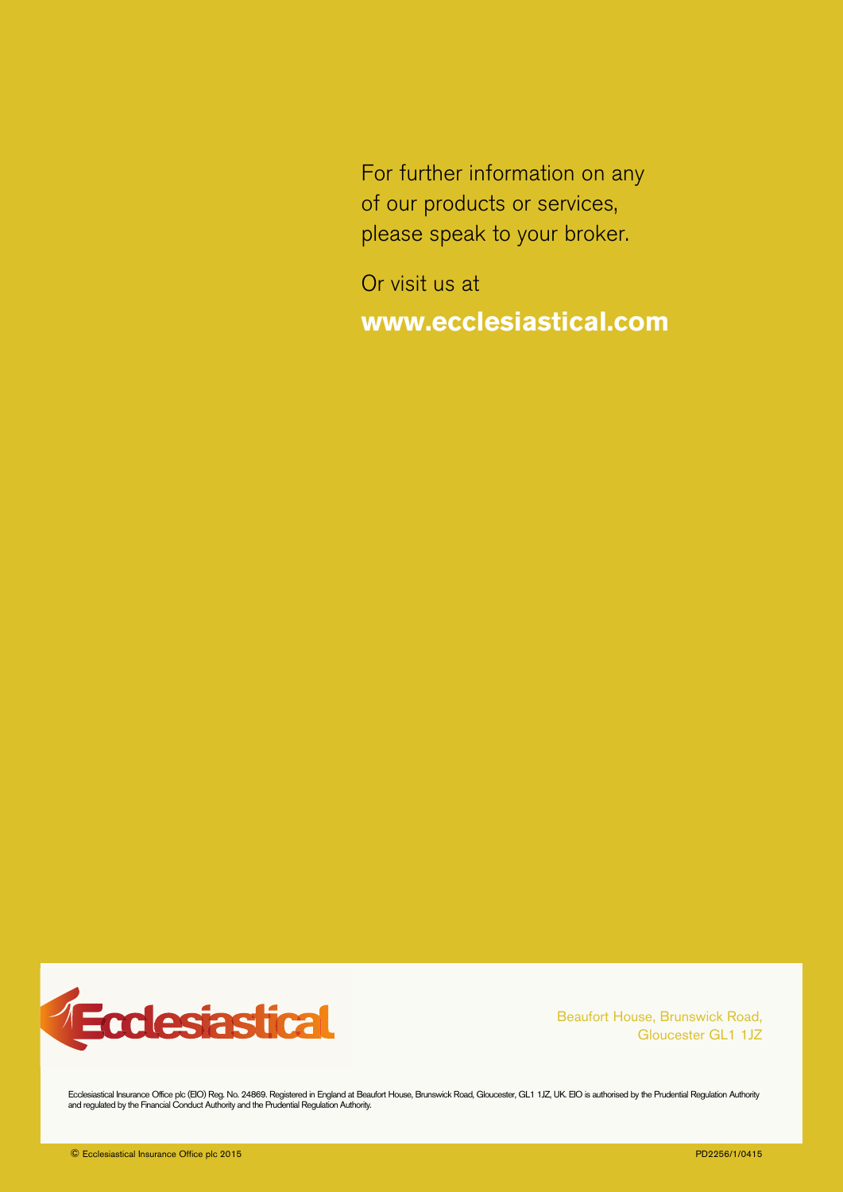For further information on any of our products or services, please speak to your broker.

Or visit us at

**www.ecclesiastical.com**

Ecclesiastical

Beaufort House, Brunswick Road,
Gloucester GL1 1JZ

Ecclesiastical Insurance Office plc (EIO) Reg. No. 24869. Registered in England at Beaufort House, Brunswick Road, Gloucester, GL1 1JZ, UK. EIO is authorised by the Prudential Regulation Authority and regulated by the Financial Conduct Authority and the Prudential Regulation Authority.

© Ecclesiastical Insurance Office plc 2015

PD2256/1/0415